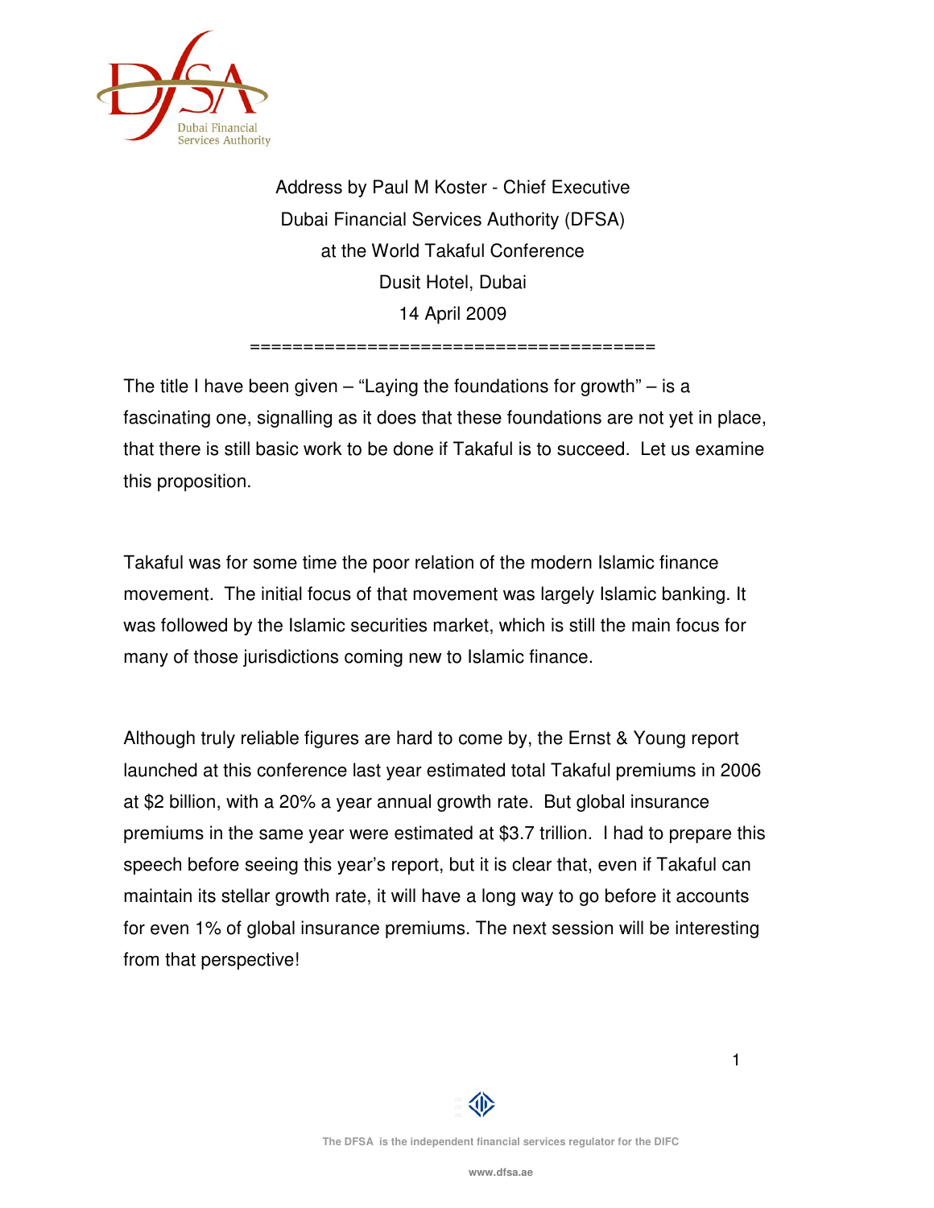Address by Paul M Koster - Chief Executive
Dubai Financial Services Authority (DFSA)
at the World Takaful Conference
Dusit Hotel, Dubai
14 April 2009

=====================================

The title I have been given – "Laying the foundations for growth" – is a fascinating one, signalling as it does that these foundations are not yet in place, that there is still basic work to be done if Takaful is to succeed. Let us examine this proposition.

Takaful was for some time the poor relation of the modern Islamic finance movement. The initial focus of that movement was largely Islamic banking. It was followed by the Islamic securities market, which is still the main focus for many of those jurisdictions coming new to Islamic finance.

Although truly reliable figures are hard to come by, the Ernst & Young report launched at this conference last year estimated total Takaful premiums in 2006 at $2 billion, with a 20% a year annual growth rate. But global insurance premiums in the same year were estimated at $3.7 trillion. I had to prepare this speech before seeing this year's report, but it is clear that, even if Takaful can maintain its stellar growth rate, it will have a long way to go before it accounts for even 1% of global insurance premiums. The next session will be interesting from that perspective!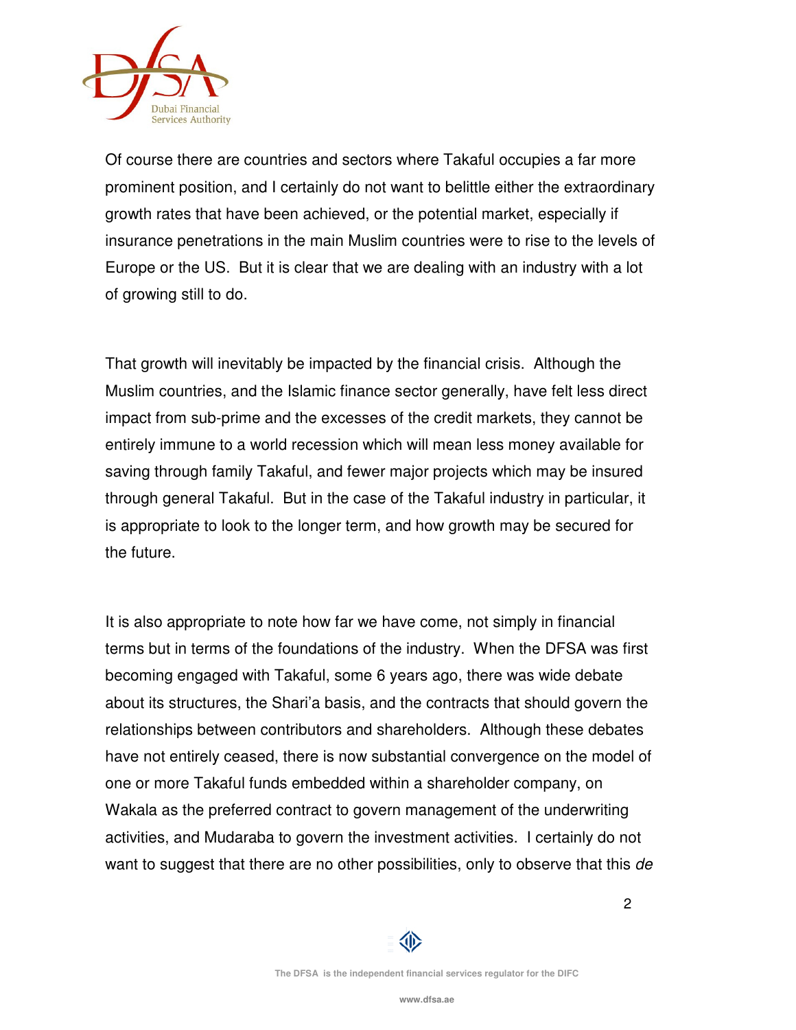Of course there are countries and sectors where Takaful occupies a far more prominent position, and I certainly do not want to belittle either the extraordinary growth rates that have been achieved, or the potential market, especially if insurance penetrations in the main Muslim countries were to rise to the levels of Europe or the US. But it is clear that we are dealing with an industry with a lot of growing still to do.

That growth will inevitably be impacted by the financial crisis. Although the Muslim countries, and the Islamic finance sector generally, have felt less direct impact from sub-prime and the excesses of the credit markets, they cannot be entirely immune to a world recession which will mean less money available for saving through family Takaful, and fewer major projects which may be insured through general Takaful. But in the case of the Takaful industry in particular, it is appropriate to look to the longer term, and how growth may be secured for the future.

It is also appropriate to note how far we have come, not simply in financial terms but in terms of the foundations of the industry. When the DFSA was first becoming engaged with Takaful, some 6 years ago, there was wide debate about its structures, the Shari'a basis, and the contracts that should govern the relationships between contributors and shareholders. Although these debates have not entirely ceased, there is now substantial convergence on the model of one or more Takaful funds embedded within a shareholder company, on Wakala as the preferred contract to govern management of the underwriting activities, and Mudaraba to govern the investment activities. I certainly do not want to suggest that there are no other possibilities, only to observe that this *de*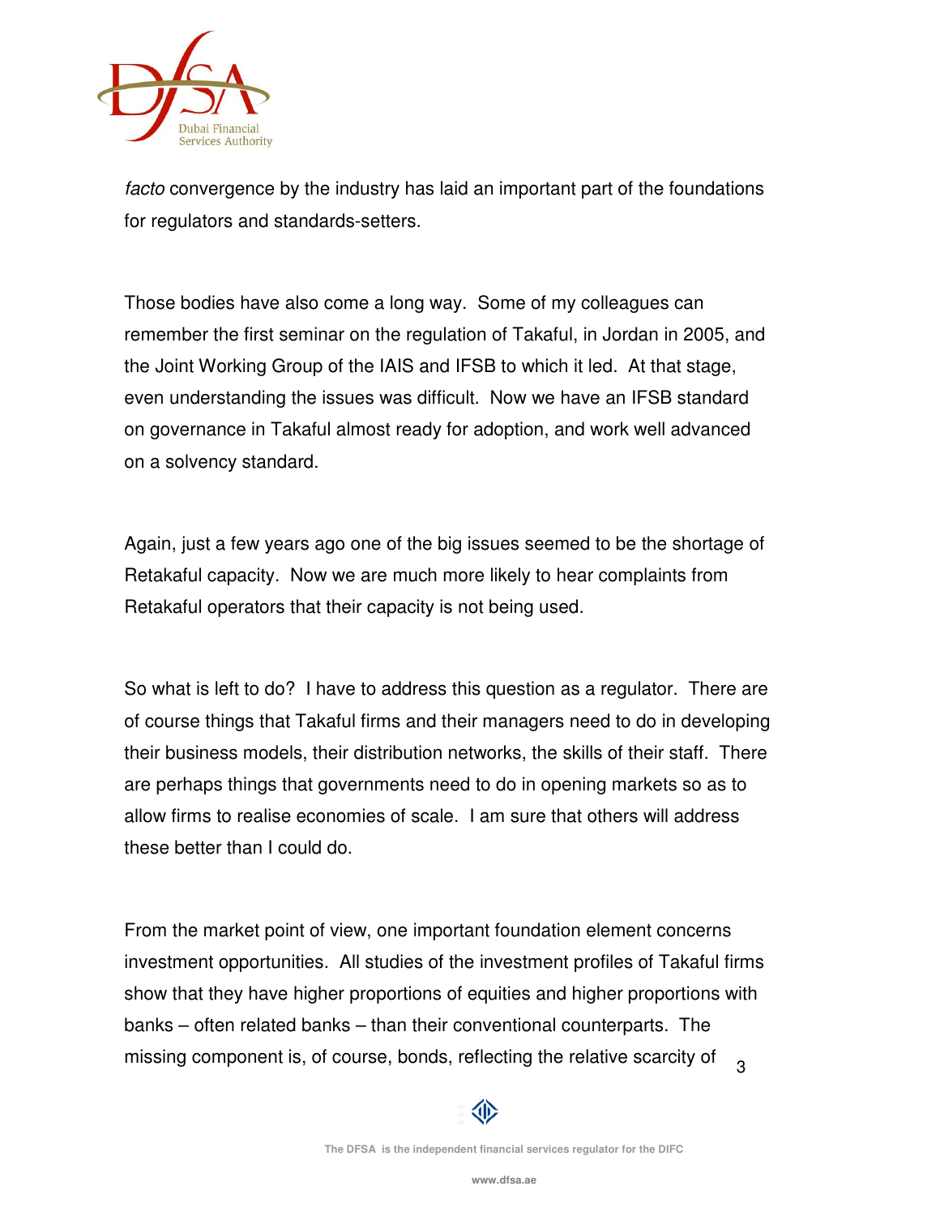*facto* convergence by the industry has laid an important part of the foundations for regulators and standards-setters.

Those bodies have also come a long way. Some of my colleagues can remember the first seminar on the regulation of Takaful, in Jordan in 2005, and the Joint Working Group of the IAIS and IFSB to which it led. At that stage, even understanding the issues was difficult. Now we have an IFSB standard on governance in Takaful almost ready for adoption, and work well advanced on a solvency standard.

Again, just a few years ago one of the big issues seemed to be the shortage of Retakaful capacity. Now we are much more likely to hear complaints from Retakaful operators that their capacity is not being used.

So what is left to do? I have to address this question as a regulator. There are of course things that Takaful firms and their managers need to do in developing their business models, their distribution networks, the skills of their staff. There are perhaps things that governments need to do in opening markets so as to allow firms to realise economies of scale. I am sure that others will address these better than I could do.

From the market point of view, one important foundation element concerns investment opportunities. All studies of the investment profiles of Takaful firms show that they have higher proportions of equities and higher proportions with banks – often related banks – than their conventional counterparts. The missing component is, of course, bonds, reflecting the relative scarcity of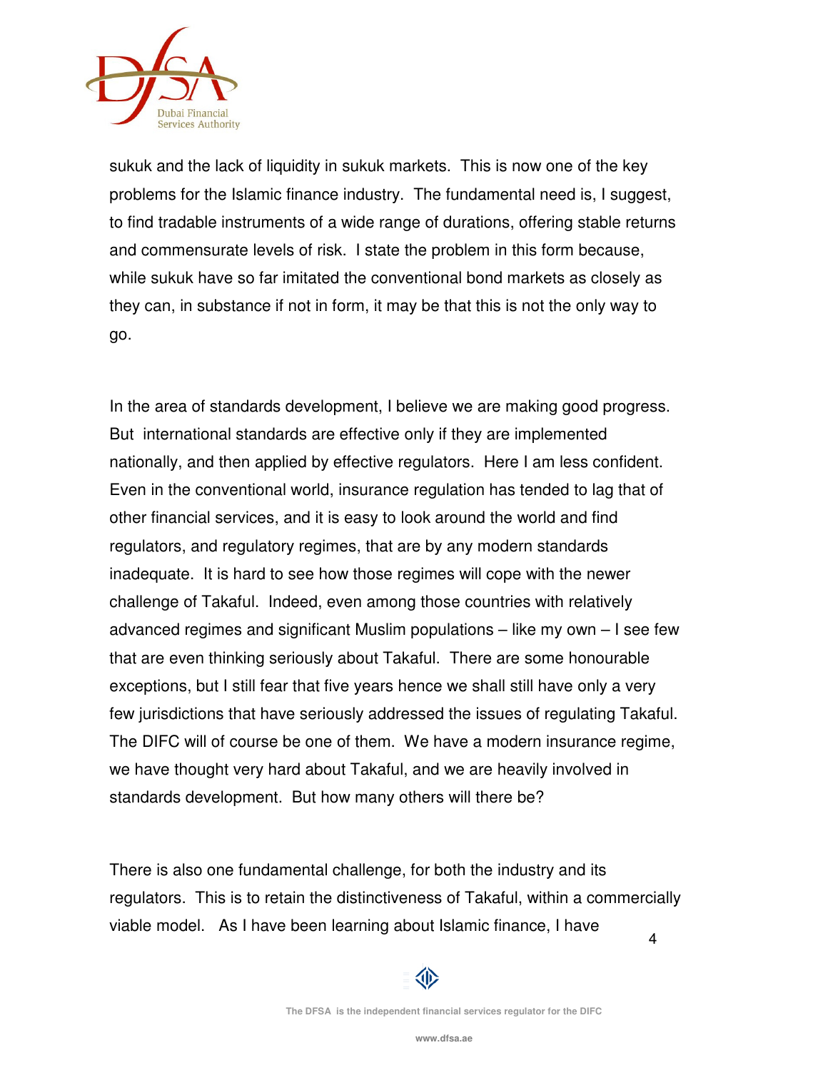sukuk and the lack of liquidity in sukuk markets. This is now one of the key problems for the Islamic finance industry. The fundamental need is, I suggest, to find tradable instruments of a wide range of durations, offering stable returns and commensurate levels of risk. I state the problem in this form because, while sukuk have so far imitated the conventional bond markets as closely as they can, in substance if not in form, it may be that this is not the only way to go.

In the area of standards development, I believe we are making good progress. But international standards are effective only if they are implemented nationally, and then applied by effective regulators. Here I am less confident. Even in the conventional world, insurance regulation has tended to lag that of other financial services, and it is easy to look around the world and find regulators, and regulatory regimes, that are by any modern standards inadequate. It is hard to see how those regimes will cope with the newer challenge of Takaful. Indeed, even among those countries with relatively advanced regimes and significant Muslim populations – like my own – I see few that are even thinking seriously about Takaful. There are some honourable exceptions, but I still fear that five years hence we shall still have only a very few jurisdictions that have seriously addressed the issues of regulating Takaful. The DIFC will of course be one of them. We have a modern insurance regime, we have thought very hard about Takaful, and we are heavily involved in standards development. But how many others will there be?

There is also one fundamental challenge, for both the industry and its regulators. This is to retain the distinctiveness of Takaful, within a commercially viable model. As I have been learning about Islamic finance, I have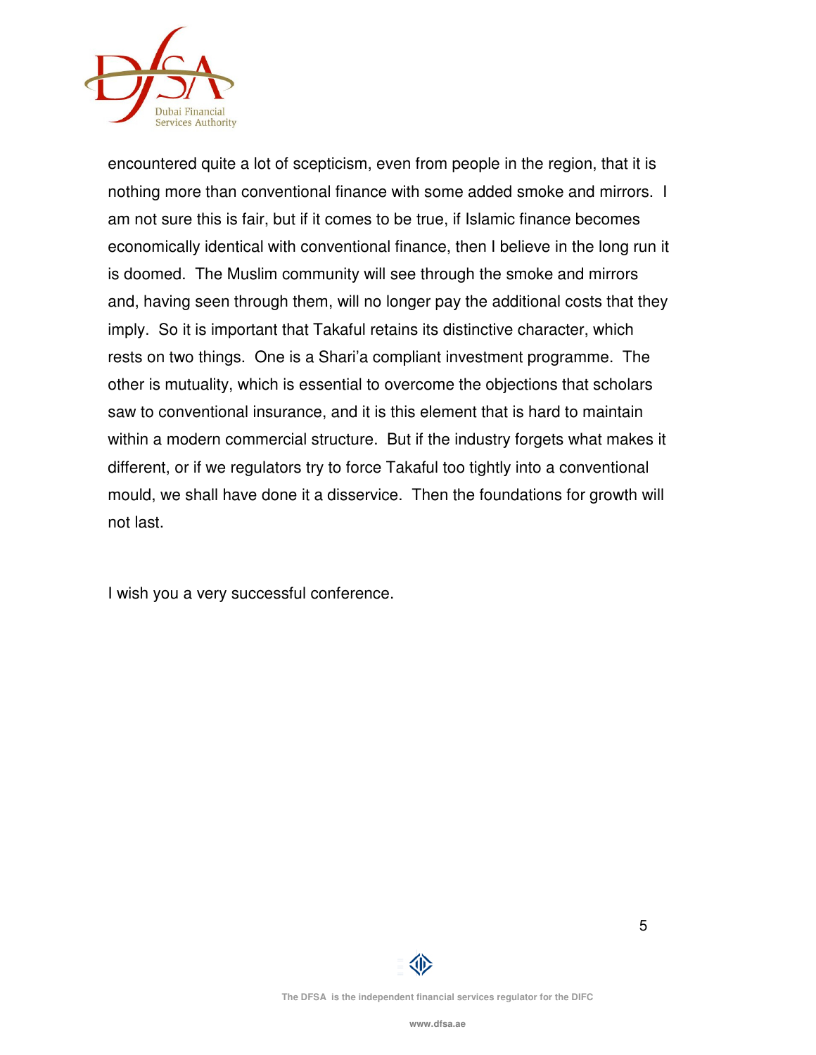encountered quite a lot of scepticism, even from people in the region, that it is nothing more than conventional finance with some added smoke and mirrors. I am not sure this is fair, but if it comes to be true, if Islamic finance becomes economically identical with conventional finance, then I believe in the long run it is doomed. The Muslim community will see through the smoke and mirrors and, having seen through them, will no longer pay the additional costs that they imply. So it is important that Takaful retains its distinctive character, which rests on two things. One is a Shari'a compliant investment programme. The other is mutuality, which is essential to overcome the objections that scholars saw to conventional insurance, and it is this element that is hard to maintain within a modern commercial structure. But if the industry forgets what makes it different, or if we regulators try to force Takaful too tightly into a conventional mould, we shall have done it a disservice. Then the foundations for growth will not last.

I wish you a very successful conference.